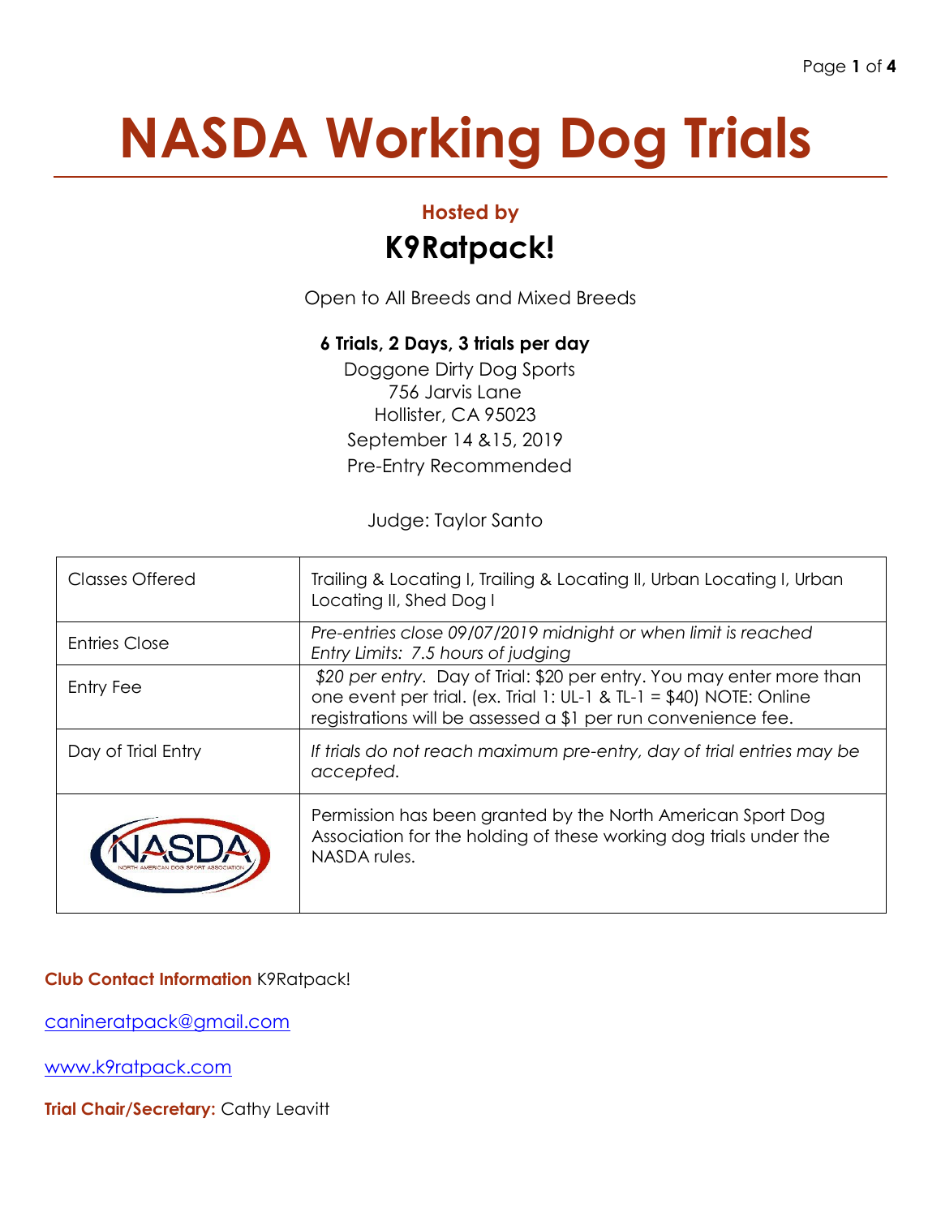# NASDA Working Dog Trials

**Hosted by**

## K9Ratpack!

Open to All Breeds and Mixed Breeds

**6 Trials, 2 Days, 3 trials per day**

Doggone Dirty Dog Sports
756 Jarvis Lane
Hollister, CA 95023
September 14 &15, 2019
Pre-Entry Recommended

Judge: Taylor Santo

| | |
|---|---|
| Classes Offered | Trailing & Locating I, Trailing & Locating II, Urban Locating I, Urban Locating II, Shed Dog I |
| Entries Close | *Pre-entries close 09/07/2019 midnight or when limit is reached Entry Limits: 7.5 hours of judging* |
| Entry Fee | *$20 per entry*. Day of Trial: $20 per entry. You may enter more than one event per trial. (ex. Trial 1: UL-1 & TL-1 = $40) NOTE: Online registrations will be assessed a $1 per run convenience fee. |
| Day of Trial Entry | *If trials do not reach maximum pre-entry, day of trial entries may be accepted.* |
| NASDA North American Dog Sport Association | Permission has been granted by the North American Sport Dog Association for the holding of these working dog trials under the NASDA rules. |

**Club Contact Information** K9Ratpack!

[canineratpack@gmail.com](mailto:canineratpack@gmail.com)

[www.k9ratpack.com](http://www.k9ratpack.com)

**Trial Chair/Secretary:** Cathy Leavitt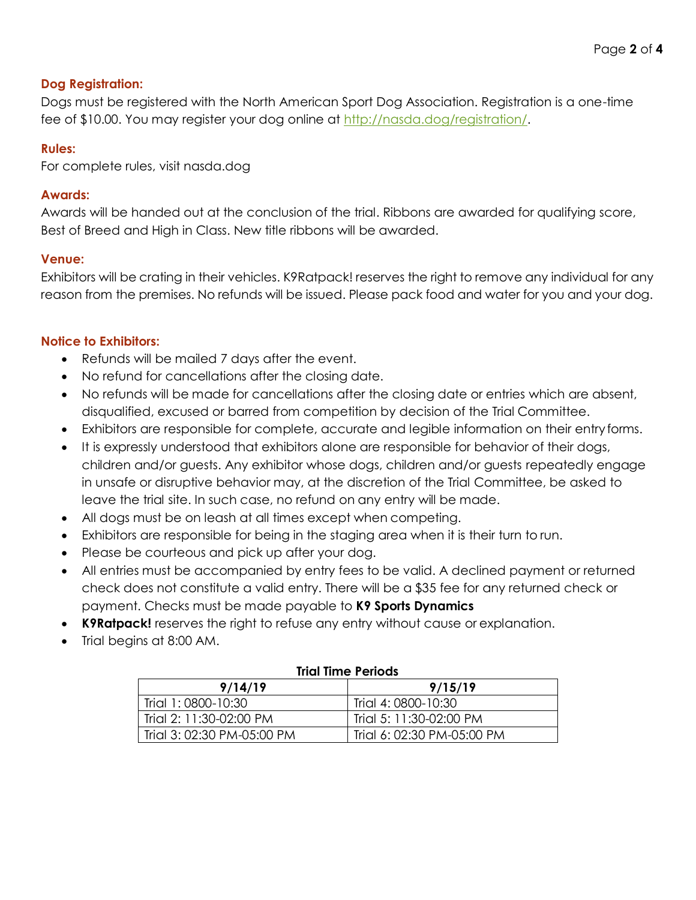### Dog Registration:

Dogs must be registered with the North American Sport Dog Association. Registration is a one-time fee of $10.00. You may register your dog online at http://nasda.dog/registration/.

### Rules:

For complete rules, visit nasda.dog

### Awards:

Awards will be handed out at the conclusion of the trial. Ribbons are awarded for qualifying score, Best of Breed and High in Class. New title ribbons will be awarded.

### Venue:

Exhibitors will be crating in their vehicles. K9Ratpack! reserves the right to remove any individual for any reason from the premises. No refunds will be issued. Please pack food and water for you and your dog.

### Notice to Exhibitors:

- Refunds will be mailed 7 days after the event.
- No refund for cancellations after the closing date.
- No refunds will be made for cancellations after the closing date or entries which are absent, disqualified, excused or barred from competition by decision of the Trial Committee.
- Exhibitors are responsible for complete, accurate and legible information on their entry forms.
- It is expressly understood that exhibitors alone are responsible for behavior of their dogs, children and/or guests. Any exhibitor whose dogs, children and/or guests repeatedly engage in unsafe or disruptive behavior may, at the discretion of the Trial Committee, be asked to leave the trial site. In such case, no refund on any entry will be made.
- All dogs must be on leash at all times except when competing.
- Exhibitors are responsible for being in the staging area when it is their turn to run.
- Please be courteous and pick up after your dog.
- All entries must be accompanied by entry fees to be valid. A declined payment or returned check does not constitute a valid entry. There will be a $35 fee for any returned check or payment. Checks must be made payable to **K9 Sports Dynamics**
- **K9Ratpack!** reserves the right to refuse any entry without cause or explanation.
- Trial begins at 8:00 AM.

**Trial Time Periods**

| 9/14/19 | 9/15/19 |
|---|---|
| Trial 1: 0800-10:30 | Trial 4: 0800-10:30 |
| Trial 2: 11:30-02:00 PM | Trial 5: 11:30-02:00 PM |
| Trial 3: 02:30 PM-05:00 PM | Trial 6: 02:30 PM-05:00 PM |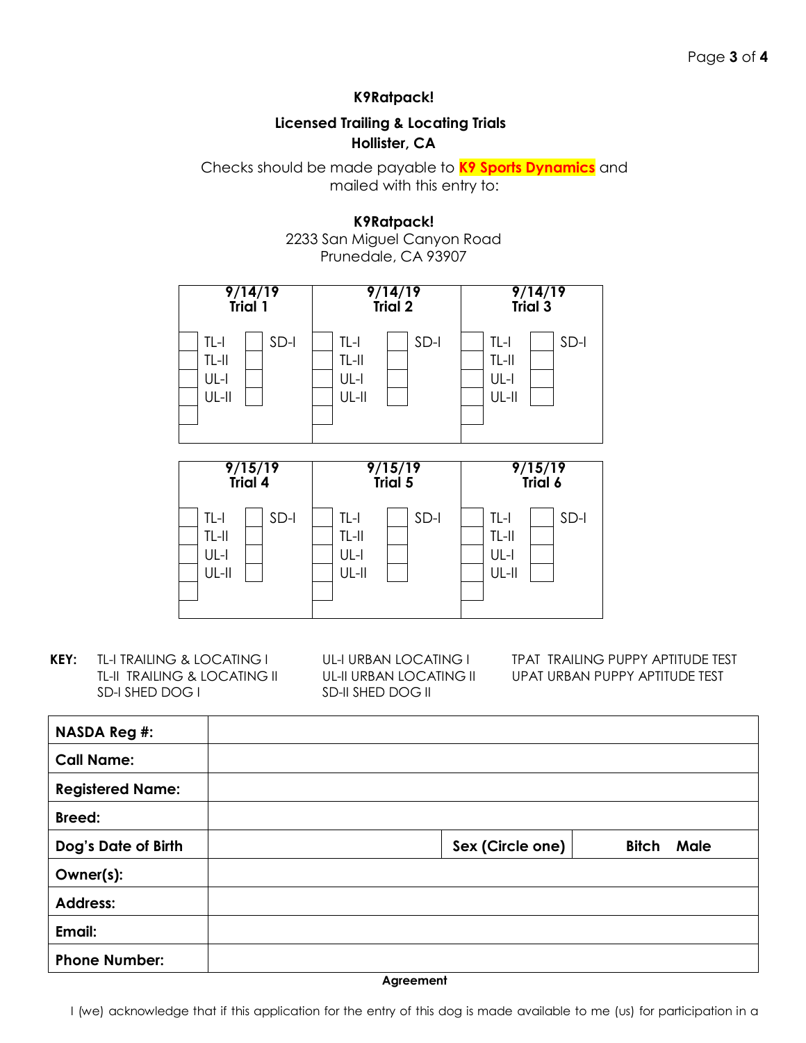**K9Ratpack!**

**Licensed Trailing & Locating Trials**
**Hollister, CA**

Checks should be made payable to **K9 Sports Dynamics** and mailed with this entry to:

**K9Ratpack!**
2233 San Miguel Canyon Road
Prunedale, CA 93907

| 9/14/19 Trial 1 | | | | 9/14/19 Trial 2 | | | | 9/14/19 Trial 3 | | | |
|---|---|---|---|---|---|---|---|---|---|---|---|
| ☐ | TL-I | ☐ | SD-I | ☐ | TL-I | ☐ | SD-I | ☐ | TL-I | ☐ | SD-I |
| ☐ | TL-II | ☐ | | ☐ | TL-II | ☐ | | ☐ | TL-II | ☐ | |
| ☐ | UL-I | ☐ | | ☐ | UL-I | ☐ | | ☐ | UL-I | ☐ | |
| ☐ | UL-II | ☐ | | ☐ | UL-II | ☐ | | ☐ | UL-II | ☐ | |
| ☐ | | | | ☐ | | | | ☐ | | | |

| 9/15/19 Trial 4 | | | | 9/15/19 Trial 5 | | | | 9/15/19 Trial 6 | | | |
|---|---|---|---|---|---|---|---|---|---|---|---|
| ☐ | TL-I | ☐ | SD-I | ☐ | TL-I | ☐ | SD-I | ☐ | TL-I | ☐ | SD-I |
| ☐ | TL-II | ☐ | | ☐ | TL-II | ☐ | | ☐ | TL-II | ☐ | |
| ☐ | UL-I | ☐ | | ☐ | UL-I | ☐ | | ☐ | UL-I | ☐ | |
| ☐ | UL-II | ☐ | | ☐ | UL-II | ☐ | | ☐ | UL-II | ☐ | |
| ☐ | | | | ☐ | | | | ☐ | | | |

**KEY:**
- TL-I TRAILING & LOCATING I
- TL-II TRAILING & LOCATING II
- SD-I SHED DOG I
- UL-I URBAN LOCATING I
- UL-II URBAN LOCATING II
- SD-II SHED DOG II
- TPAT TRAILING PUPPY APTITUDE TEST
- UPAT URBAN PUPPY APTITUDE TEST

| **NASDA Reg #:** | | | |
|---|---|---|---|
| **Call Name:** | | | |
| **Registered Name:** | | | |
| **Breed:** | | | |
| **Dog's Date of Birth** | | **Sex (Circle one)** | **Bitch Male** |
| **Owner(s):** | | | |
| **Address:** | | | |
| **Email:** | | | |
| **Phone Number:** | | | |

**Agreement**

I (we) acknowledge that if this application for the entry of this dog is made available to me (us) for participation in a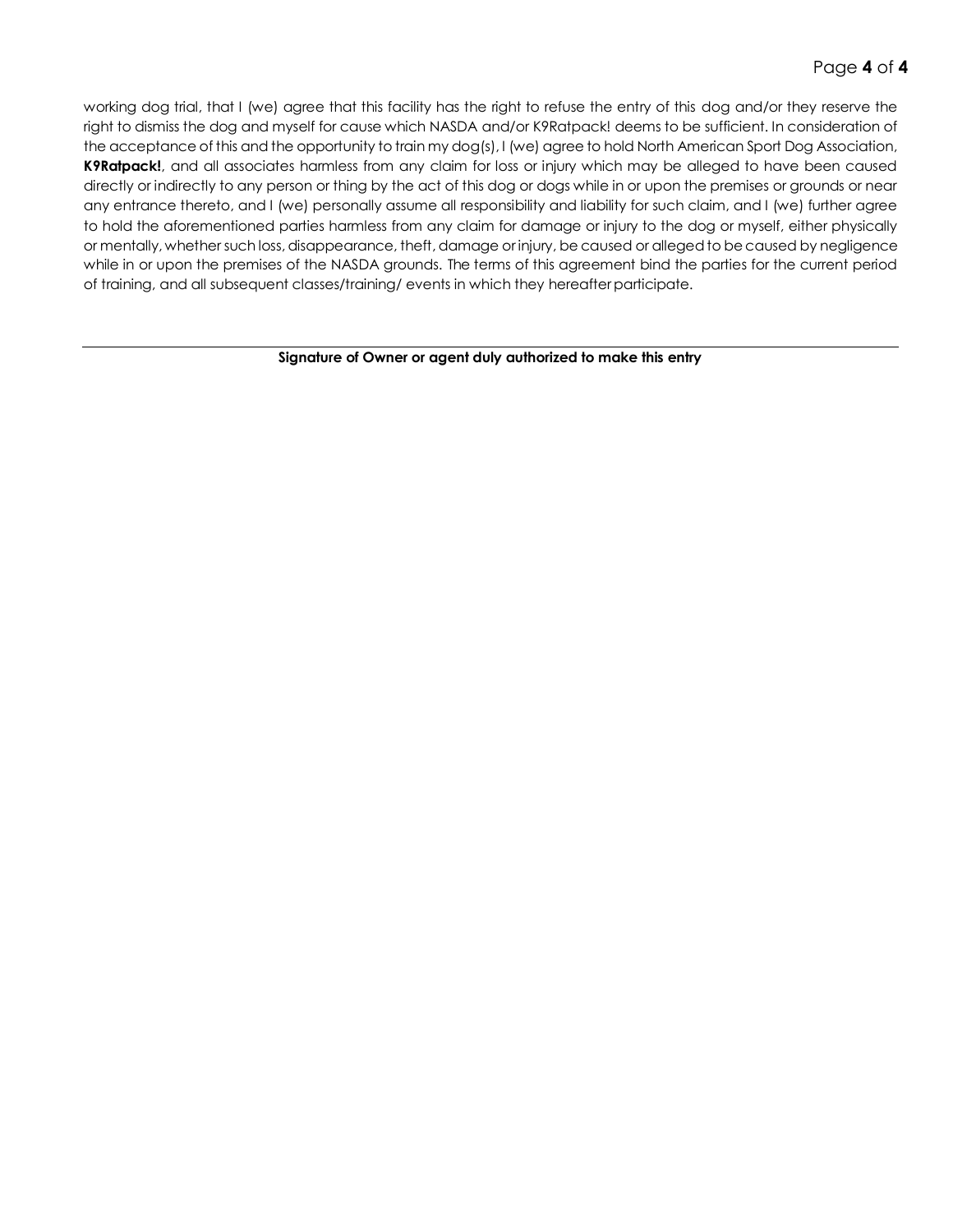working dog trial, that I (we) agree that this facility has the right to refuse the entry of this dog and/or they reserve the right to dismiss the dog and myself for cause which NASDA and/or K9Ratpack! deems to be sufficient. In consideration of the acceptance of this and the opportunity to train my dog(s), I (we) agree to hold North American Sport Dog Association, **K9Ratpack!**, and all associates harmless from any claim for loss or injury which may be alleged to have been caused directly or indirectly to any person or thing by the act of this dog or dogs while in or upon the premises or grounds or near any entrance thereto, and I (we) personally assume all responsibility and liability for such claim, and I (we) further agree to hold the aforementioned parties harmless from any claim for damage or injury to the dog or myself, either physically or mentally, whether such loss, disappearance, theft, damage or injury, be caused or alleged to be caused by negligence while in or upon the premises of the NASDA grounds. The terms of this agreement bind the parties for the current period of training, and all subsequent classes/training/ events in which they hereafter participate.

---

**Signature of Owner or agent duly authorized to make this entry**